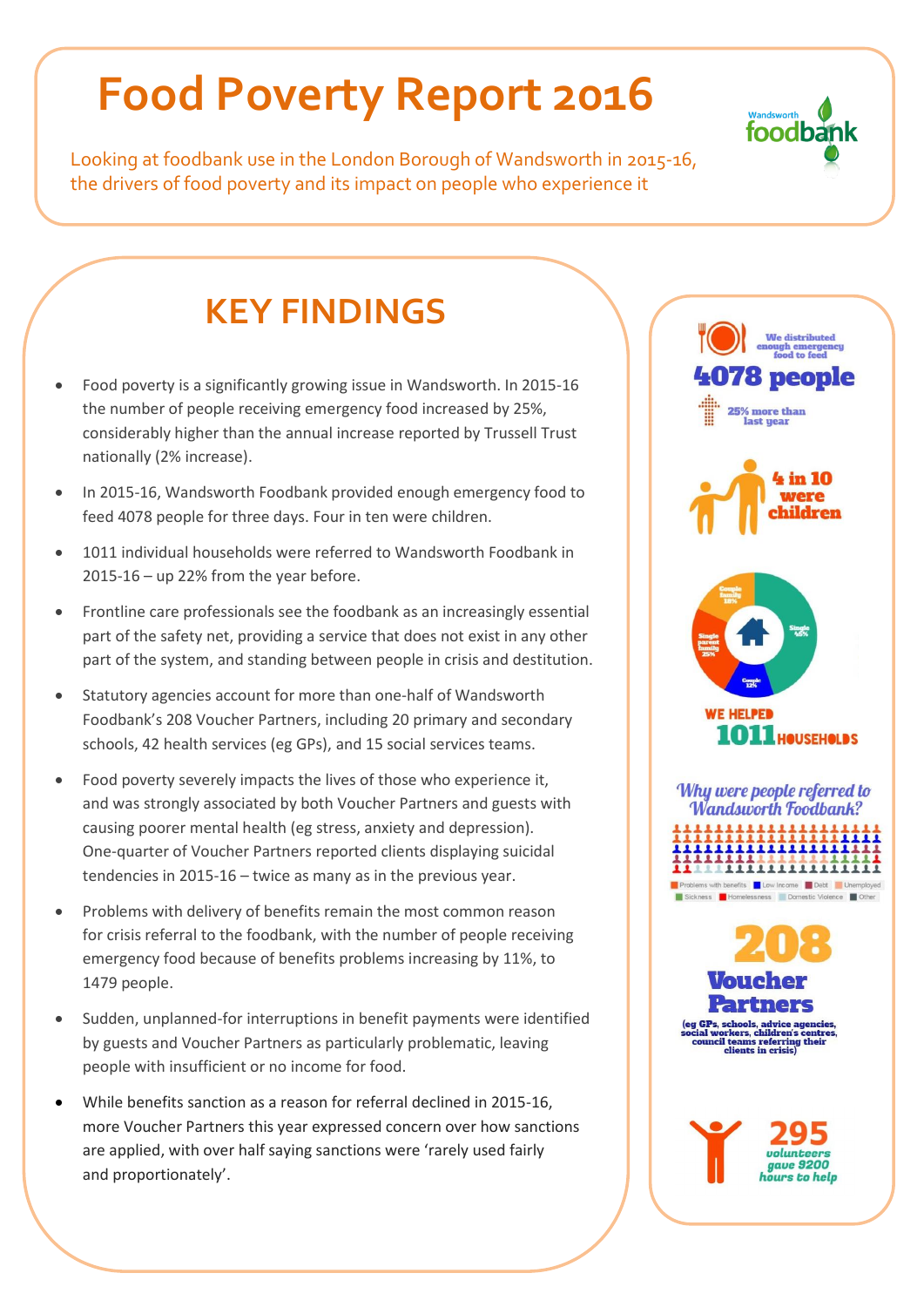# Food Poverty Report 2016

Looking at foodbank use in the London Borough of Wandsworth in 2015-16, the drivers of food poverty and its impact on people who experience it

Wandsworth foodbank

## KEY FINDINGS

- Food poverty is a significantly growing issue in Wandsworth. In 2015-16 the number of people receiving emergency food increased by 25%, considerably higher than the annual increase reported by Trussell Trust nationally (2% increase).
- In 2015-16, Wandsworth Foodbank provided enough emergency food to feed 4078 people for three days. Four in ten were children.
- 1011 individual households were referred to Wandsworth Foodbank in 2015-16 – up 22% from the year before.
- Frontline care professionals see the foodbank as an increasingly essential part of the safety net, providing a service that does not exist in any other part of the system, and standing between people in crisis and destitution.
- Statutory agencies account for more than one-half of Wandsworth Foodbank's 208 Voucher Partners, including 20 primary and secondary schools, 42 health services (eg GPs), and 15 social services teams.
- Food poverty severely impacts the lives of those who experience it, and was strongly associated by both Voucher Partners and guests with causing poorer mental health (eg stress, anxiety and depression). One-quarter of Voucher Partners reported clients displaying suicidal tendencies in 2015-16 – twice as many as in the previous year.
- Problems with delivery of benefits remain the most common reason for crisis referral to the foodbank, with the number of people receiving emergency food because of benefits problems increasing by 11%, to 1479 people.
- Sudden, unplanned-for interruptions in benefit payments were identified by guests and Voucher Partners as particularly problematic, leaving people with insufficient or no income for food.
- While benefits sanction as a reason for referral declined in 2015-16, more Voucher Partners this year expressed concern over how sanctions are applied, with over half saying sanctions were 'rarely used fairly and proportionately'.

We distributed enough emergency food to feed **4078 people**

25% more than last year

**4 in 10 were children**

Single 45%, Couple 12%, Single parent family 25%, Couple family 18%

**WE HELPED 1011 HOUSEHOLDS**

*Why were people referred to Wandsworth Foodbank?*

Problems with benefits, Low Income, Debt, Unemployed, Sickness, Homelessness, Domestic Violence, Other

**208 Voucher Partners**

(eg GPs, schools, advice agencies, social workers, children's centres, council teams referring their clients in crisis)

**295** volunteers gave 9200 hours to help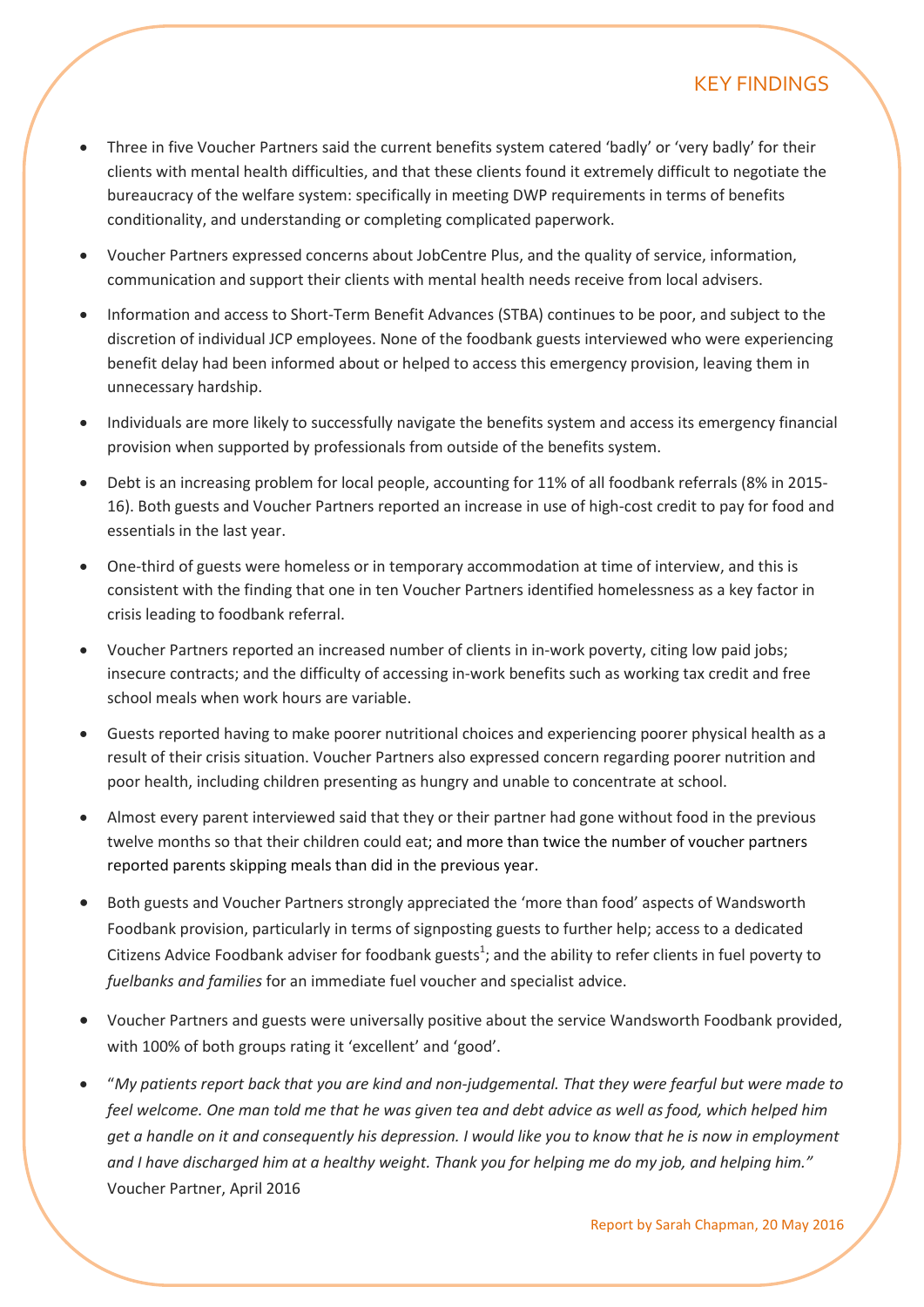## KEY FINDINGS

- Three in five Voucher Partners said the current benefits system catered 'badly' or 'very badly' for their clients with mental health difficulties, and that these clients found it extremely difficult to negotiate the bureaucracy of the welfare system: specifically in meeting DWP requirements in terms of benefits conditionality, and understanding or completing complicated paperwork.
- Voucher Partners expressed concerns about JobCentre Plus, and the quality of service, information, communication and support their clients with mental health needs receive from local advisers.
- Information and access to Short-Term Benefit Advances (STBA) continues to be poor, and subject to the discretion of individual JCP employees. None of the foodbank guests interviewed who were experiencing benefit delay had been informed about or helped to access this emergency provision, leaving them in unnecessary hardship.
- Individuals are more likely to successfully navigate the benefits system and access its emergency financial provision when supported by professionals from outside of the benefits system.
- Debt is an increasing problem for local people, accounting for 11% of all foodbank referrals (8% in 2015-16). Both guests and Voucher Partners reported an increase in use of high-cost credit to pay for food and essentials in the last year.
- One-third of guests were homeless or in temporary accommodation at time of interview, and this is consistent with the finding that one in ten Voucher Partners identified homelessness as a key factor in crisis leading to foodbank referral.
- Voucher Partners reported an increased number of clients in in-work poverty, citing low paid jobs; insecure contracts; and the difficulty of accessing in-work benefits such as working tax credit and free school meals when work hours are variable.
- Guests reported having to make poorer nutritional choices and experiencing poorer physical health as a result of their crisis situation. Voucher Partners also expressed concern regarding poorer nutrition and poor health, including children presenting as hungry and unable to concentrate at school.
- Almost every parent interviewed said that they or their partner had gone without food in the previous twelve months so that their children could eat; and more than twice the number of voucher partners reported parents skipping meals than did in the previous year.
- Both guests and Voucher Partners strongly appreciated the 'more than food' aspects of Wandsworth Foodbank provision, particularly in terms of signposting guests to further help; access to a dedicated Citizens Advice Foodbank adviser for foodbank guests[1]; and the ability to refer clients in fuel poverty to *fuelbanks and families* for an immediate fuel voucher and specialist advice.
- Voucher Partners and guests were universally positive about the service Wandsworth Foodbank provided, with 100% of both groups rating it 'excellent' and 'good'.
- "*My patients report back that you are kind and non-judgemental. That they were fearful but were made to feel welcome. One man told me that he was given tea and debt advice as well as food, which helped him get a handle on it and consequently his depression. I would like you to know that he is now in employment and I have discharged him at a healthy weight. Thank you for helping me do my job, and helping him."* Voucher Partner, April 2016

Report by Sarah Chapman, 20 May 2016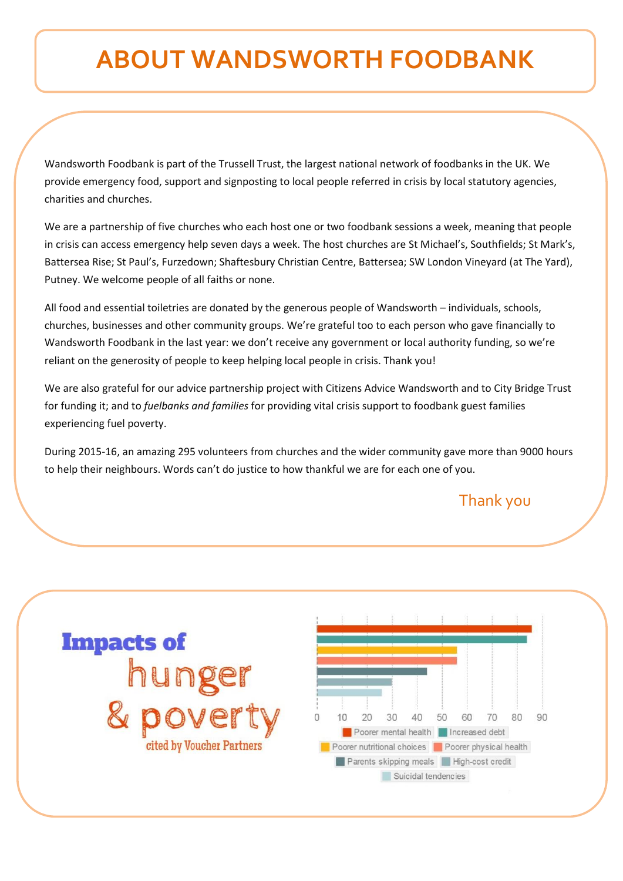# ABOUT WANDSWORTH FOODBANK

Wandsworth Foodbank is part of the Trussell Trust, the largest national network of foodbanks in the UK. We provide emergency food, support and signposting to local people referred in crisis by local statutory agencies, charities and churches.

We are a partnership of five churches who each host one or two foodbank sessions a week, meaning that people in crisis can access emergency help seven days a week. The host churches are St Michael's, Southfields; St Mark's, Battersea Rise; St Paul's, Furzedown; Shaftesbury Christian Centre, Battersea; SW London Vineyard (at The Yard), Putney. We welcome people of all faiths or none.

All food and essential toiletries are donated by the generous people of Wandsworth – individuals, schools, churches, businesses and other community groups. We're grateful too to each person who gave financially to Wandsworth Foodbank in the last year: we don't receive any government or local authority funding, so we're reliant on the generosity of people to keep helping local people in crisis. Thank you!

We are also grateful for our advice partnership project with Citizens Advice Wandsworth and to City Bridge Trust for funding it; and to *fuelbanks and families* for providing vital crisis support to foodbank guest families experiencing fuel poverty.

During 2015-16, an amazing 295 volunteers from churches and the wider community gave more than 9000 hours to help their neighbours. Words can't do justice to how thankful we are for each one of you.

Thank you

## Impacts of hunger & poverty

cited by Voucher Partners

| Impact | Approx. value |
| --- | --- |
| Poorer mental health | 86 |
| Increased debt | 84 |
| Poorer nutritional choices | 56 |
| Poorer physical health | 56 |
| Parents skipping meals | 44 |
| High-cost credit | 30 |
| Suicidal tendencies | 26 |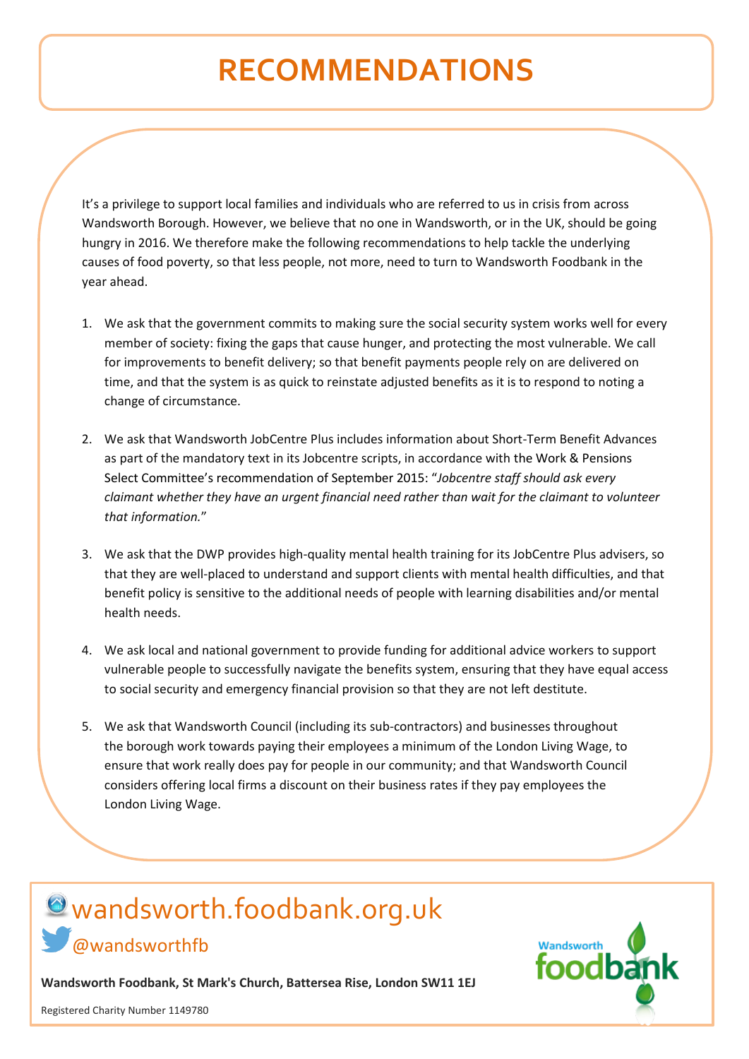# RECOMMENDATIONS

It's a privilege to support local families and individuals who are referred to us in crisis from across Wandsworth Borough. However, we believe that no one in Wandsworth, or in the UK, should be going hungry in 2016. We therefore make the following recommendations to help tackle the underlying causes of food poverty, so that less people, not more, need to turn to Wandsworth Foodbank in the year ahead.

1. We ask that the government commits to making sure the social security system works well for every member of society: fixing the gaps that cause hunger, and protecting the most vulnerable. We call for improvements to benefit delivery; so that benefit payments people rely on are delivered on time, and that the system is as quick to reinstate adjusted benefits as it is to respond to noting a change of circumstance.

2. We ask that Wandsworth JobCentre Plus includes information about Short-Term Benefit Advances as part of the mandatory text in its Jobcentre scripts, in accordance with the Work & Pensions Select Committee's recommendation of September 2015: "*Jobcentre staff should ask every claimant whether they have an urgent financial need rather than wait for the claimant to volunteer that information.*"

3. We ask that the DWP provides high-quality mental health training for its JobCentre Plus advisers, so that they are well-placed to understand and support clients with mental health difficulties, and that benefit policy is sensitive to the additional needs of people with learning disabilities and/or mental health needs.

4. We ask local and national government to provide funding for additional advice workers to support vulnerable people to successfully navigate the benefits system, ensuring that they have equal access to social security and emergency financial provision so that they are not left destitute.

5. We ask that Wandsworth Council (including its sub-contractors) and businesses throughout the borough work towards paying their employees a minimum of the London Living Wage, to ensure that work really does pay for people in our community; and that Wandsworth Council considers offering local firms a discount on their business rates if they pay employees the London Living Wage.

wandsworth.foodbank.org.uk

@wandsworthfb

**Wandsworth Foodbank, St Mark's Church, Battersea Rise, London SW11 1EJ**

Registered Charity Number 1149780

Wandsworth foodbank